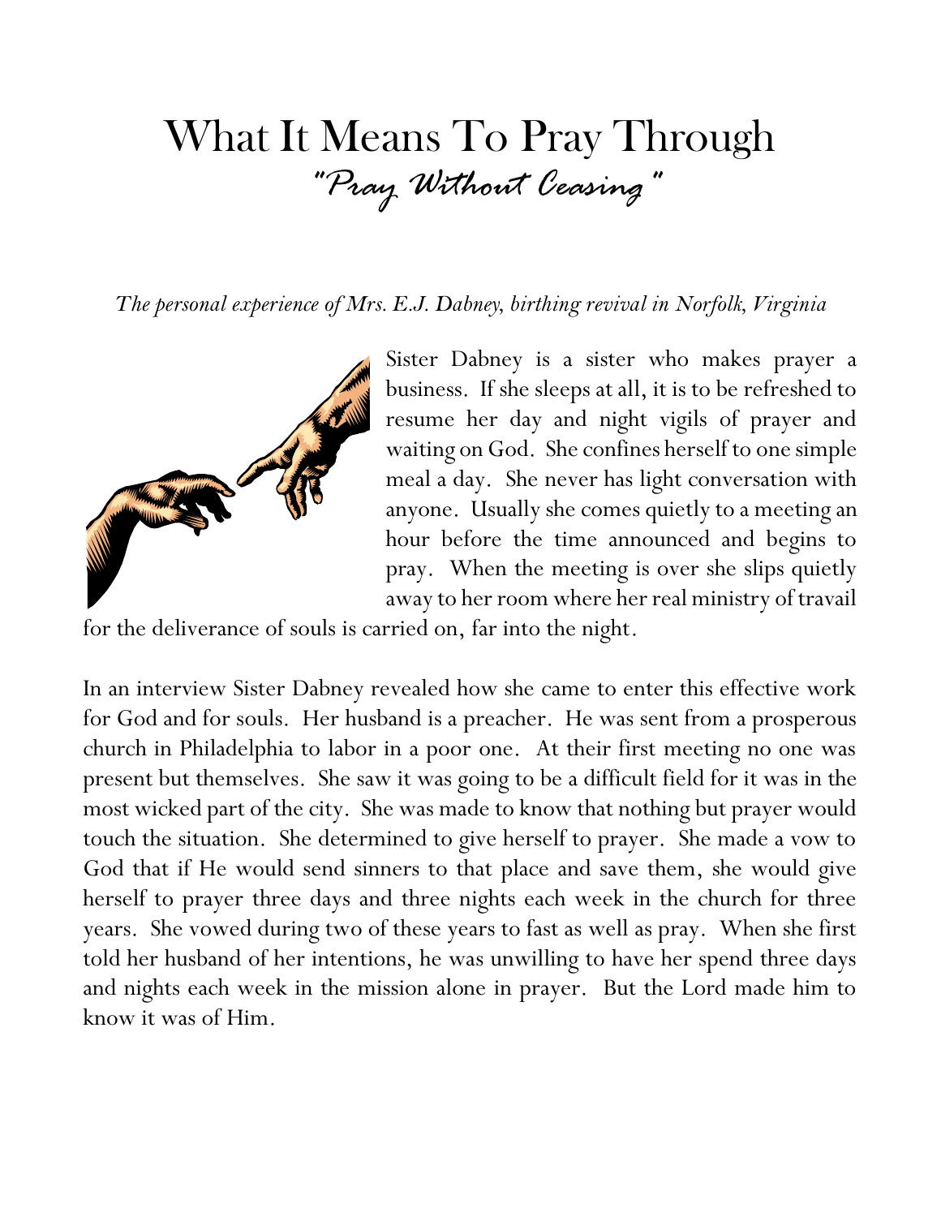# What It Means To Pray Through

## "Pray Without Ceasing"

*The personal experience of Mrs. E.J. Dabney, birthing revival in Norfolk, Virginia*

Sister Dabney is a sister who makes prayer a business. If she sleeps at all, it is to be refreshed to resume her day and night vigils of prayer and waiting on God. She confines herself to one simple meal a day. She never has light conversation with anyone. Usually she comes quietly to a meeting an hour before the time announced and begins to pray. When the meeting is over she slips quietly away to her room where her real ministry of travail for the deliverance of souls is carried on, far into the night.

In an interview Sister Dabney revealed how she came to enter this effective work for God and for souls. Her husband is a preacher. He was sent from a prosperous church in Philadelphia to labor in a poor one. At their first meeting no one was present but themselves. She saw it was going to be a difficult field for it was in the most wicked part of the city. She was made to know that nothing but prayer would touch the situation. She determined to give herself to prayer. She made a vow to God that if He would send sinners to that place and save them, she would give herself to prayer three days and three nights each week in the church for three years. She vowed during two of these years to fast as well as pray. When she first told her husband of her intentions, he was unwilling to have her spend three days and nights each week in the mission alone in prayer. But the Lord made him to know it was of Him.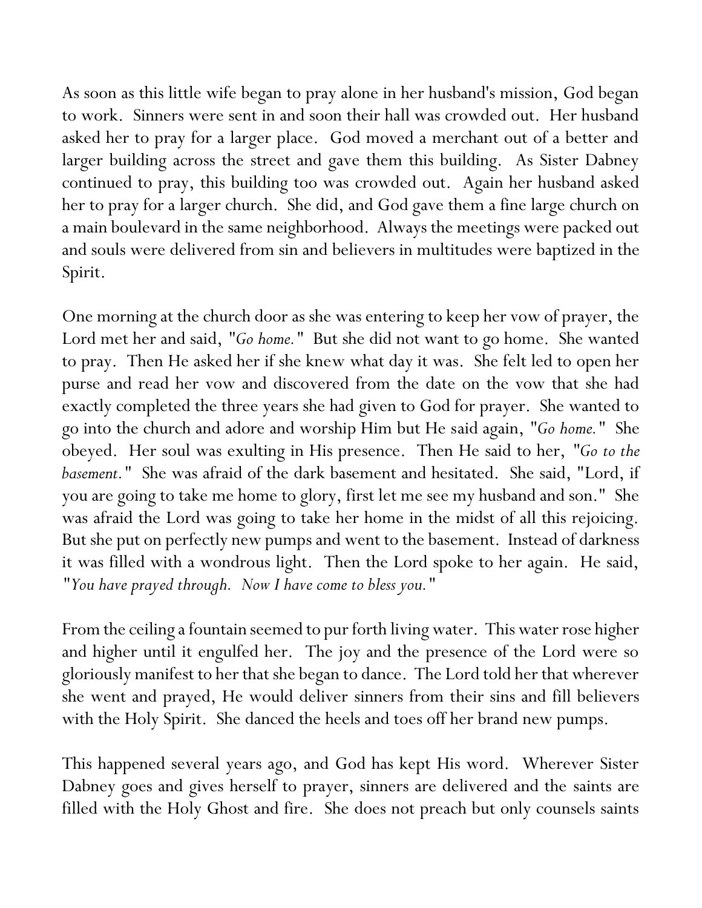As soon as this little wife began to pray alone in her husband's mission, God began to work. Sinners were sent in and soon their hall was crowded out. Her husband asked her to pray for a larger place. God moved a merchant out of a better and larger building across the street and gave them this building. As Sister Dabney continued to pray, this building too was crowded out. Again her husband asked her to pray for a larger church. She did, and God gave them a fine large church on a main boulevard in the same neighborhood. Always the meetings were packed out and souls were delivered from sin and believers in multitudes were baptized in the Spirit.

One morning at the church door as she was entering to keep her vow of prayer, the Lord met her and said, "*Go home.*" But she did not want to go home. She wanted to pray. Then He asked her if she knew what day it was. She felt led to open her purse and read her vow and discovered from the date on the vow that she had exactly completed the three years she had given to God for prayer. She wanted to go into the church and adore and worship Him but He said again, "*Go home.*" She obeyed. Her soul was exulting in His presence. Then He said to her, "*Go to the basement.*" She was afraid of the dark basement and hesitated. She said, "Lord, if you are going to take me home to glory, first let me see my husband and son." She was afraid the Lord was going to take her home in the midst of all this rejoicing. But she put on perfectly new pumps and went to the basement. Instead of darkness it was filled with a wondrous light. Then the Lord spoke to her again. He said, "*You have prayed through. Now I have come to bless you.*"

From the ceiling a fountain seemed to pur forth living water. This water rose higher and higher until it engulfed her. The joy and the presence of the Lord were so gloriously manifest to her that she began to dance. The Lord told her that wherever she went and prayed, He would deliver sinners from their sins and fill believers with the Holy Spirit. She danced the heels and toes off her brand new pumps.

This happened several years ago, and God has kept His word. Wherever Sister Dabney goes and gives herself to prayer, sinners are delivered and the saints are filled with the Holy Ghost and fire. She does not preach but only counsels saints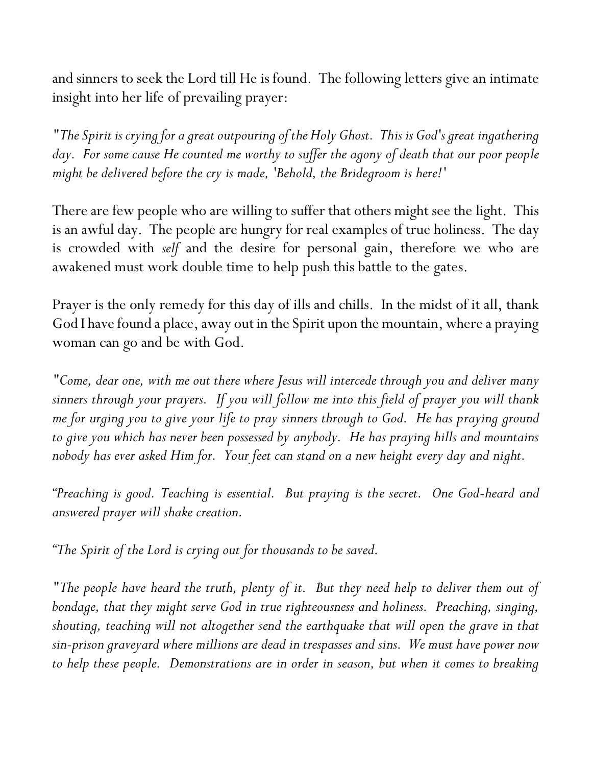and sinners to seek the Lord till He is found. The following letters give an intimate insight into her life of prevailing prayer:

"*The Spirit is crying for a great outpouring of the Holy Ghost. This is God's great ingathering day. For some cause He counted me worthy to suffer the agony of death that our poor people might be delivered before the cry is made, 'Behold, the Bridegroom is here!'*

There are few people who are willing to suffer that others might see the light. This is an awful day. The people are hungry for real examples of true holiness. The day is crowded with *self* and the desire for personal gain, therefore we who are awakened must work double time to help push this battle to the gates.

Prayer is the only remedy for this day of ills and chills. In the midst of it all, thank God I have found a place, away out in the Spirit upon the mountain, where a praying woman can go and be with God.

"*Come, dear one, with me out there where Jesus will intercede through you and deliver many sinners through your prayers. If you will follow me into this field of prayer you will thank me for urging you to give your life to pray sinners through to God. He has praying ground to give you which has never been possessed by anybody. He has praying hills and mountains nobody has ever asked Him for. Your feet can stand on a new height every day and night.*

*"Preaching is good. Teaching is essential. But praying is the secret. One God-heard and answered prayer will shake creation.*

*"The Spirit of the Lord is crying out for thousands to be saved.*

"*The people have heard the truth, plenty of it. But they need help to deliver them out of bondage, that they might serve God in true righteousness and holiness. Preaching, singing, shouting, teaching will not altogether send the earthquake that will open the grave in that sin-prison graveyard where millions are dead in trespasses and sins. We must have power now to help these people. Demonstrations are in order in season, but when it comes to breaking*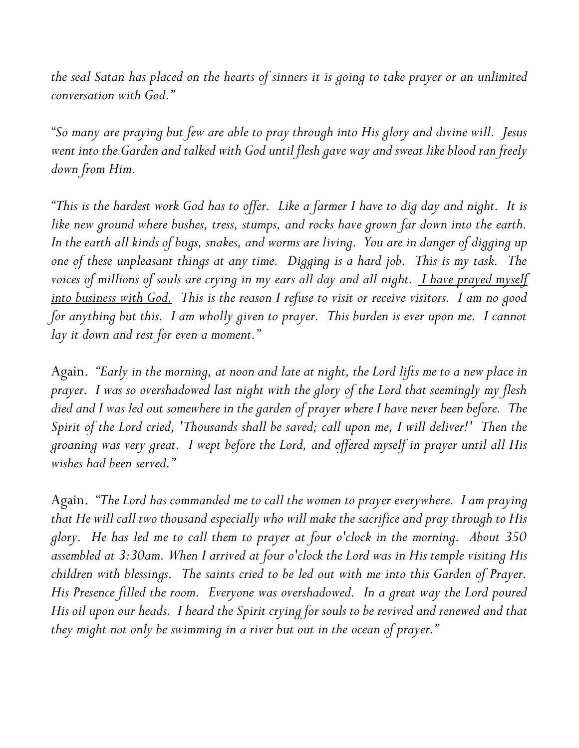*the seal Satan has placed on the hearts of sinners it is going to take prayer or an unlimited conversation with God."*

*"So many are praying but few are able to pray through into His glory and divine will. Jesus went into the Garden and talked with God until flesh gave way and sweat like blood ran freely down from Him.*

*"This is the hardest work God has to offer. Like a farmer I have to dig day and night. It is like new ground where bushes, tress, stumps, and rocks have grown far down into the earth. In the earth all kinds of bugs, snakes, and worms are living. You are in danger of digging up one of these unpleasant things at any time. Digging is a hard job. This is my task. The voices of millions of souls are crying in my ears all day and all night. <u>I have prayed myself into business with God.</u> This is the reason I refuse to visit or receive visitors. I am no good for anything but this. I am wholly given to prayer. This burden is ever upon me. I cannot lay it down and rest for even a moment."*

Again. *"Early in the morning, at noon and late at night, the Lord lifts me to a new place in prayer. I was so overshadowed last night with the glory of the Lord that seemingly my flesh died and I was led out somewhere in the garden of prayer where I have never been before. The Spirit of the Lord cried, 'Thousands shall be saved; call upon me, I will deliver!' Then the groaning was very great. I wept before the Lord, and offered myself in prayer until all His wishes had been served."*

Again. *"The Lord has commanded me to call the women to prayer everywhere. I am praying that He will call two thousand especially who will make the sacrifice and pray through to His glory. He has led me to call them to prayer at four o'clock in the morning. About 350 assembled at 3:30am. When I arrived at four o'clock the Lord was in His temple visiting His children with blessings. The saints cried to be led out with me into this Garden of Prayer. His Presence filled the room. Everyone was overshadowed. In a great way the Lord poured His oil upon our heads. I heard the Spirit crying for souls to be revived and renewed and that they might not only be swimming in a river but out in the ocean of prayer."*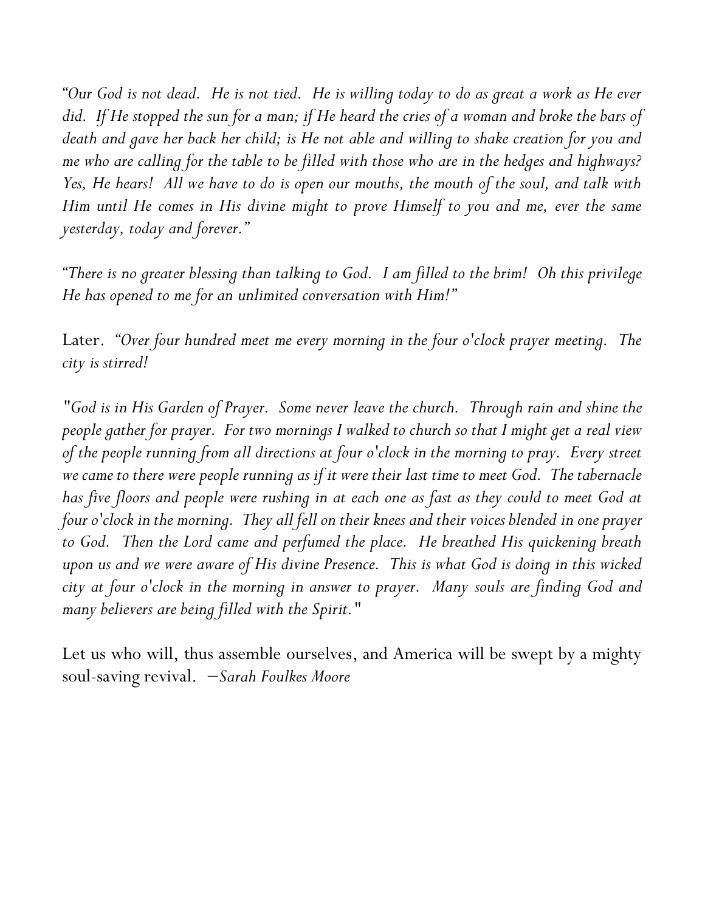*"Our God is not dead. He is not tied. He is willing today to do as great a work as He ever did. If He stopped the sun for a man; if He heard the cries of a woman and broke the bars of death and gave her back her child; is He not able and willing to shake creation for you and me who are calling for the table to be filled with those who are in the hedges and highways? Yes, He hears! All we have to do is open our mouths, the mouth of the soul, and talk with Him until He comes in His divine might to prove Himself to you and me, ever the same yesterday, today and forever."*

*"There is no greater blessing than talking to God. I am filled to the brim! Oh this privilege He has opened to me for an unlimited conversation with Him!"*

Later. *"Over four hundred meet me every morning in the four o'clock prayer meeting. The city is stirred!*

*"God is in His Garden of Prayer. Some never leave the church. Through rain and shine the people gather for prayer. For two mornings I walked to church so that I might get a real view of the people running from all directions at four o'clock in the morning to pray. Every street we came to there were people running as if it were their last time to meet God. The tabernacle has five floors and people were rushing in at each one as fast as they could to meet God at four o'clock in the morning. They all fell on their knees and their voices blended in one prayer to God. Then the Lord came and perfumed the place. He breathed His quickening breath upon us and we were aware of His divine Presence. This is what God is doing in this wicked city at four o'clock in the morning in answer to prayer. Many souls are finding God and many believers are being filled with the Spirit."*

Let us who will, thus assemble ourselves, and America will be swept by a mighty soul-saving revival. —*Sarah Foulkes Moore*